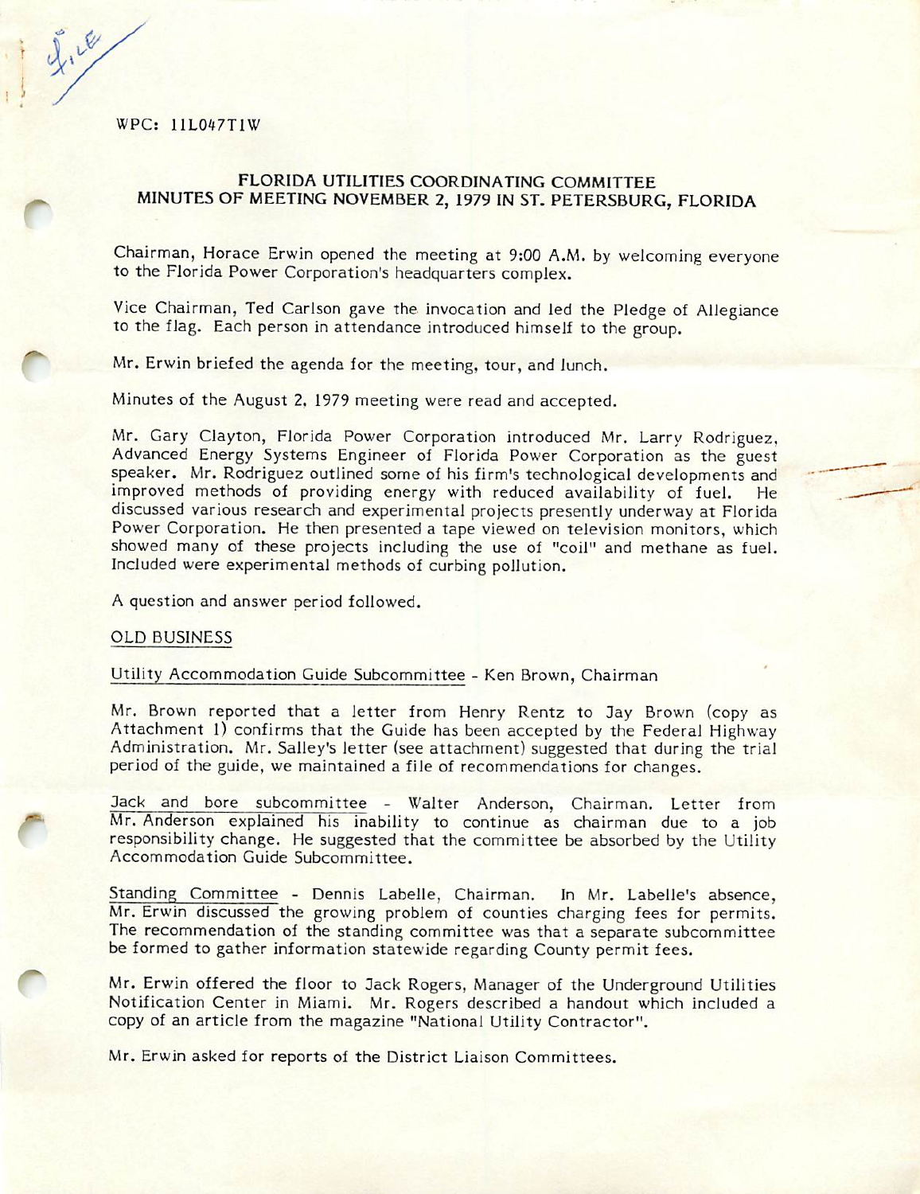File

WPC: 11L047T1W

## FLORIDA UTILITIES COORDINATING COMMITTEE
## MINUTES OF MEETING NOVEMBER 2, 1979 IN ST. PETERSBURG, FLORIDA

Chairman, Horace Erwin opened the meeting at 9:00 A.M. by welcoming everyone to the Florida Power Corporation's headquarters complex.

Vice Chairman, Ted Carlson gave the invocation and led the Pledge of Allegiance to the flag. Each person in attendance introduced himself to the group.

Mr. Erwin briefed the agenda for the meeting, tour, and lunch.

Minutes of the August 2, 1979 meeting were read and accepted.

Mr. Gary Clayton, Florida Power Corporation introduced Mr. Larry Rodriguez, Advanced Energy Systems Engineer of Florida Power Corporation as the guest speaker. Mr. Rodriguez outlined some of his firm's technological developments and improved methods of providing energy with reduced availability of fuel. He discussed various research and experimental projects presently underway at Florida Power Corporation. He then presented a tape viewed on television monitors, which showed many of these projects including the use of "coil" and methane as fuel. Included were experimental methods of curbing pollution.

A question and answer period followed.

OLD BUSINESS

Utility Accommodation Guide Subcommittee - Ken Brown, Chairman

Mr. Brown reported that a letter from Henry Rentz to Jay Brown (copy as Attachment 1) confirms that the Guide has been accepted by the Federal Highway Administration. Mr. Salley's letter (see attachment) suggested that during the trial period of the guide, we maintained a file of recommendations for changes.

Jack and bore subcommittee - Walter Anderson, Chairman. Letter from Mr. Anderson explained his inability to continue as chairman due to a job responsibility change. He suggested that the committee be absorbed by the Utility Accommodation Guide Subcommittee.

Standing Committee - Dennis Labelle, Chairman. In Mr. Labelle's absence, Mr. Erwin discussed the growing problem of counties charging fees for permits. The recommendation of the standing committee was that a separate subcommittee be formed to gather information statewide regarding County permit fees.

Mr. Erwin offered the floor to Jack Rogers, Manager of the Underground Utilities Notification Center in Miami. Mr. Rogers described a handout which included a copy of an article from the magazine "National Utility Contractor".

Mr. Erwin asked for reports of the District Liaison Committees.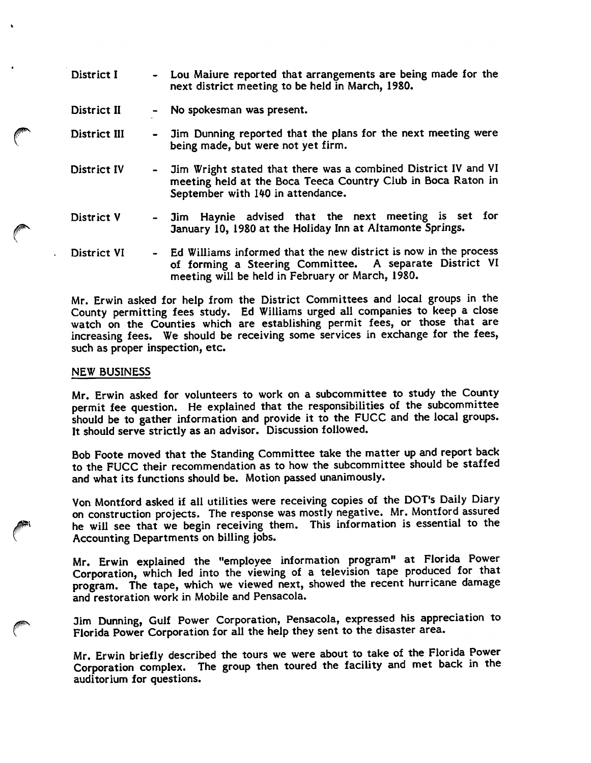District I - Lou Maiure reported that arrangements are being made for the next district meeting to be held in March, 1980.

District II - No spokesman was present.

District III - Jim Dunning reported that the plans for the next meeting were being made, but were not yet firm.

District IV - Jim Wright stated that there was a combined District IV and VI meeting held at the Boca Teeca Country Club in Boca Raton in September with 140 in attendance.

District V - Jim Haynie advised that the next meeting is set for January 10, 1980 at the Holiday Inn at Altamonte Springs.

District VI - Ed Williams informed that the new district is now in the process of forming a Steering Committee. A separate District VI meeting will be held in February or March, 1980.

Mr. Erwin asked for help from the District Committees and local groups in the County permitting fees study. Ed Williams urged all companies to keep a close watch on the Counties which are establishing permit fees, or those that are increasing fees. We should be receiving some services in exchange for the fees, such as proper inspection, etc.

## NEW BUSINESS

Mr. Erwin asked for volunteers to work on a subcommittee to study the County permit fee question. He explained that the responsibilities of the subcommittee should be to gather information and provide it to the FUCC and the local groups. It should serve strictly as an advisor. Discussion followed.

Bob Foote moved that the Standing Committee take the matter up and report back to the FUCC their recommendation as to how the subcommittee should be staffed and what its functions should be. Motion passed unanimously.

Von Montford asked if all utilities were receiving copies of the DOT's Daily Diary on construction projects. The response was mostly negative. Mr. Montford assured he will see that we begin receiving them. This information is essential to the Accounting Departments on billing jobs.

Mr. Erwin explained the "employee information program" at Florida Power Corporation, which led into the viewing of a television tape produced for that program. The tape, which we viewed next, showed the recent hurricane damage and restoration work in Mobile and Pensacola.

Jim Dunning, Gulf Power Corporation, Pensacola, expressed his appreciation to Florida Power Corporation for all the help they sent to the disaster area.

Mr. Erwin briefly described the tours we were about to take of the Florida Power Corporation complex. The group then toured the facility and met back in the auditorium for questions.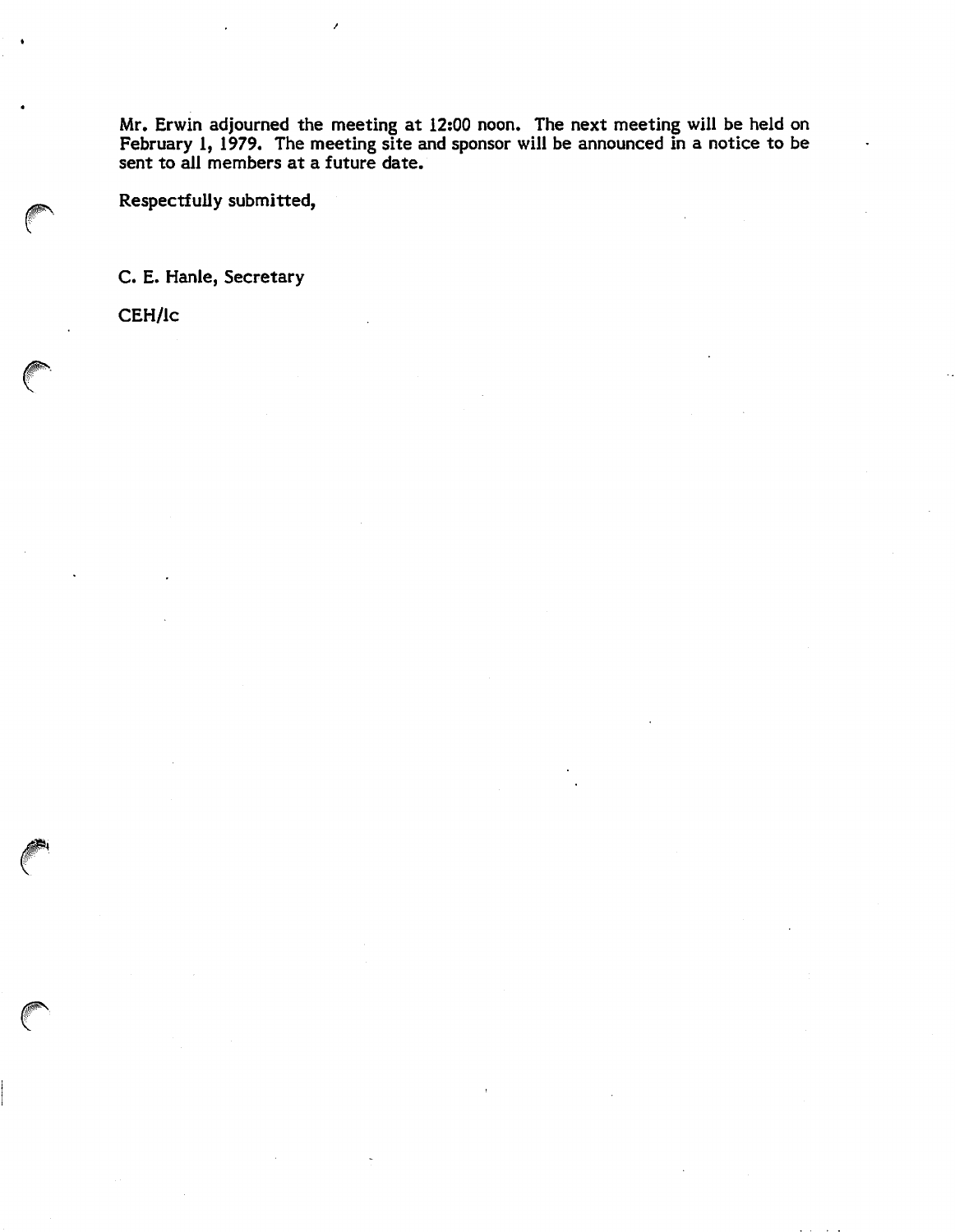Mr. Erwin adjourned the meeting at 12:00 noon. The next meeting will be held on February 1, 1979. The meeting site and sponsor will be announced in a notice to be sent to all members at a future date.

Respectfully submitted,

C. E. Hanle, Secretary

CEH/lc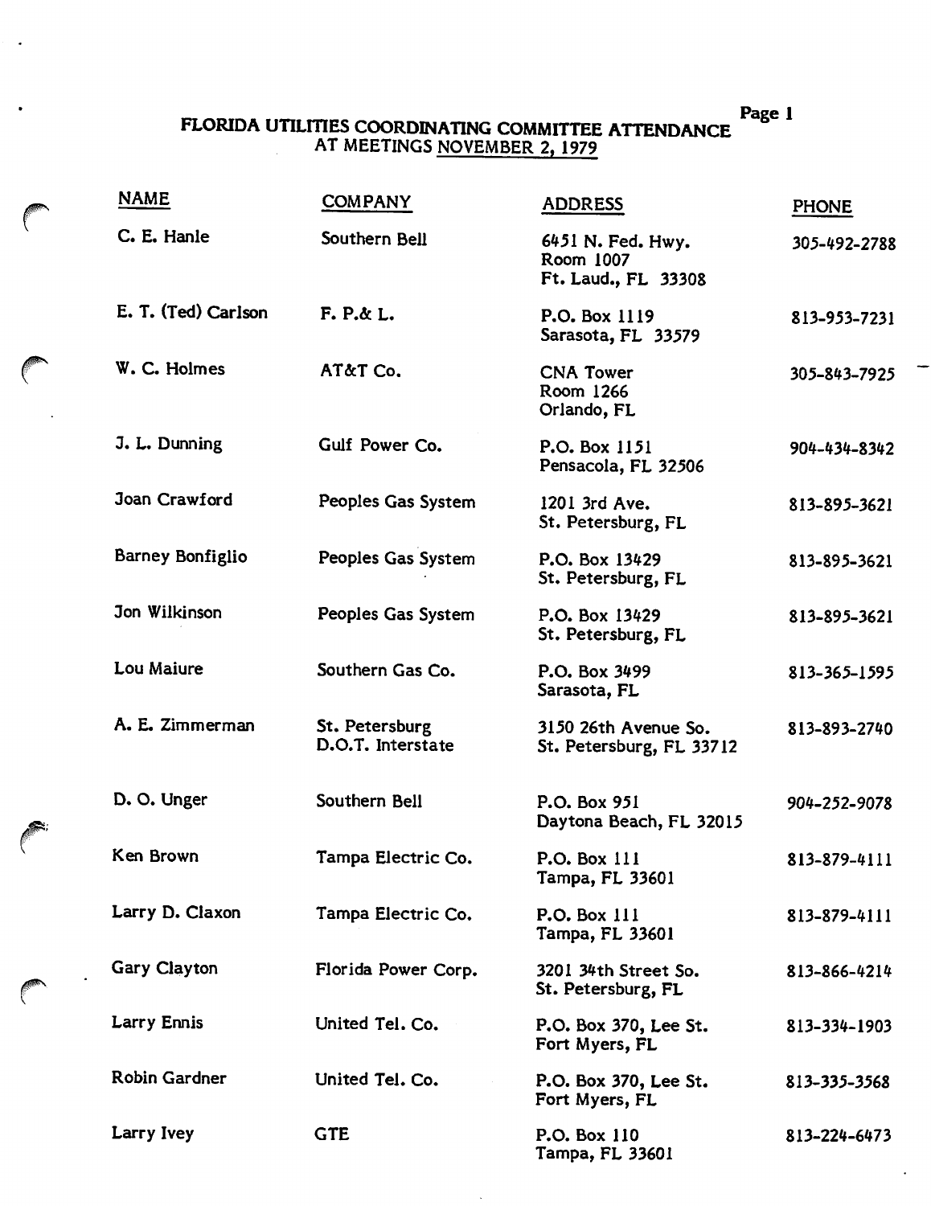# FLORIDA UTILITIES COORDINATING COMMITTEE ATTENDANCE AT MEETINGS NOVEMBER 2, 1979

| NAME | COMPANY | ADDRESS | PHONE |
|---|---|---|---|
| C. E. Hanle | Southern Bell | 6451 N. Fed. Hwy. Room 1007 Ft. Laud., FL 33308 | 305-492-2788 |
| E. T. (Ted) Carlson | F. P.& L. | P.O. Box 1119 Sarasota, FL 33579 | 813-953-7231 |
| W. C. Holmes | AT&T Co. | CNA Tower Room 1266 Orlando, FL | 305-843-7925 |
| J. L. Dunning | Gulf Power Co. | P.O. Box 1151 Pensacola, FL 32506 | 904-434-8342 |
| Joan Crawford | Peoples Gas System | 1201 3rd Ave. St. Petersburg, FL | 813-895-3621 |
| Barney Bonfiglio | Peoples Gas System | P.O. Box 13429 St. Petersburg, FL | 813-895-3621 |
| Jon Wilkinson | Peoples Gas System | P.O. Box 13429 St. Petersburg, FL | 813-895-3621 |
| Lou Maiure | Southern Gas Co. | P.O. Box 3499 Sarasota, FL | 813-365-1595 |
| A. E. Zimmerman | St. Petersburg D.O.T. Interstate | 3150 26th Avenue So. St. Petersburg, FL 33712 | 813-893-2740 |
| D. O. Unger | Southern Bell | P.O. Box 951 Daytona Beach, FL 32015 | 904-252-9078 |
| Ken Brown | Tampa Electric Co. | P.O. Box 111 Tampa, FL 33601 | 813-879-4111 |
| Larry D. Claxon | Tampa Electric Co. | P.O. Box 111 Tampa, FL 33601 | 813-879-4111 |
| Gary Clayton | Florida Power Corp. | 3201 34th Street So. St. Petersburg, FL | 813-866-4214 |
| Larry Ennis | United Tel. Co. | P.O. Box 370, Lee St. Fort Myers, FL | 813-334-1903 |
| Robin Gardner | United Tel. Co. | P.O. Box 370, Lee St. Fort Myers, FL | 813-335-3568 |
| Larry Ivey | GTE | P.O. Box 110 Tampa, FL 33601 | 813-224-6473 |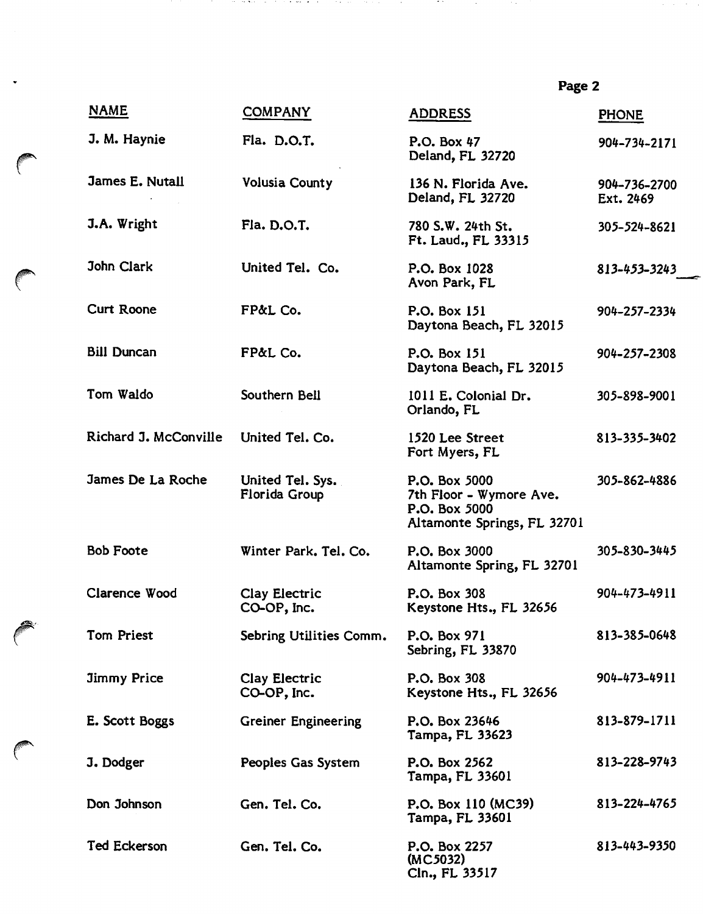| NAME | COMPANY | ADDRESS | PHONE |
|---|---|---|---|
| J. M. Haynie | Fla. D.O.T. | P.O. Box 47<br>Deland, FL 32720 | 904-734-2171 |
| James E. Nutall | Volusia County | 136 N. Florida Ave.<br>Deland, FL 32720 | 904-736-2700<br>Ext. 2469 |
| J.A. Wright | Fla. D.O.T. | 780 S.W. 24th St.<br>Ft. Laud., FL 33315 | 305-524-8621 |
| John Clark | United Tel. Co. | P.O. Box 1028<br>Avon Park, FL | 813-453-3243 |
| Curt Roone | FP&L Co. | P.O. Box 151<br>Daytona Beach, FL 32015 | 904-257-2334 |
| Bill Duncan | FP&L Co. | P.O. Box 151<br>Daytona Beach, FL 32015 | 904-257-2308 |
| Tom Waldo | Southern Bell | 1011 E. Colonial Dr.<br>Orlando, FL | 305-898-9001 |
| Richard J. McConville | United Tel. Co. | 1520 Lee Street<br>Fort Myers, FL | 813-335-3402 |
| James De La Roche | United Tel. Sys.<br>Florida Group | P.O. Box 5000<br>7th Floor - Wymore Ave.<br>P.O. Box 5000<br>Altamonte Springs, FL 32701 | 305-862-4886 |
| Bob Foote | Winter Park. Tel. Co. | P.O. Box 3000<br>Altamonte Spring, FL 32701 | 305-830-3445 |
| Clarence Wood | Clay Electric<br>CO-OP, Inc. | P.O. Box 308<br>Keystone Hts., FL 32656 | 904-473-4911 |
| Tom Priest | Sebring Utilities Comm. | P.O. Box 971<br>Sebring, FL 33870 | 813-385-0648 |
| Jimmy Price | Clay Electric<br>CO-OP, Inc. | P.O. Box 308<br>Keystone Hts., FL 32656 | 904-473-4911 |
| E. Scott Boggs | Greiner Engineering | P.O. Box 23646<br>Tampa, FL 33623 | 813-879-1711 |
| J. Dodger | Peoples Gas System | P.O. Box 2562<br>Tampa, FL 33601 | 813-228-9743 |
| Don Johnson | Gen. Tel. Co. | P.O. Box 110 (MC39)<br>Tampa, FL 33601 | 813-224-4765 |
| Ted Eckerson | Gen. Tel. Co. | P.O. Box 2257<br>(MC5032)<br>Cln., FL 33517 | 813-443-9350 |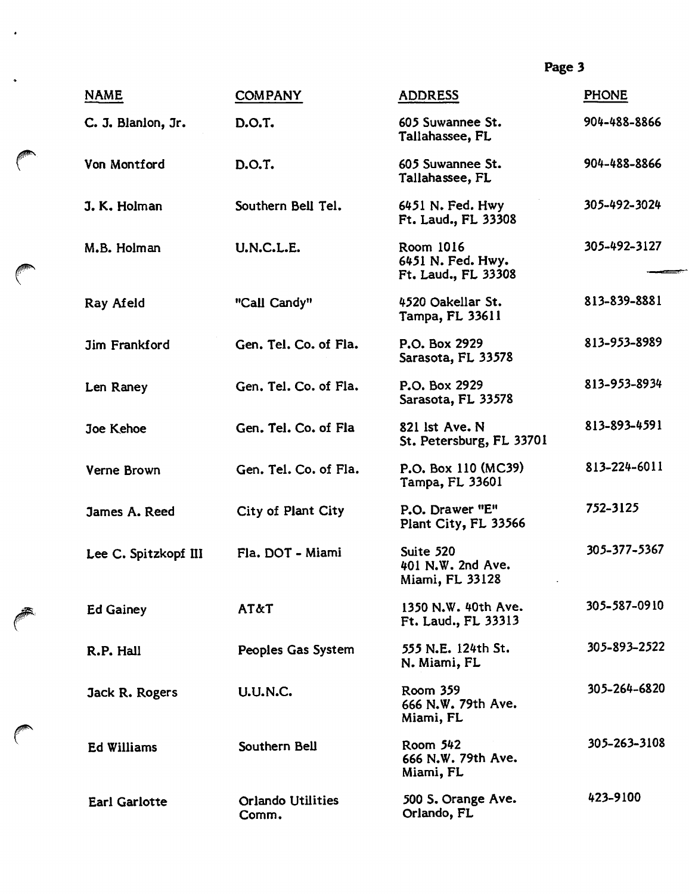| NAME | COMPANY | ADDRESS | PHONE |
|---|---|---|---|
| C. J. Blanlon, Jr. | D.O.T. | 605 Suwannee St. Tallahassee, FL | 904-488-8866 |
| Von Montford | D.O.T. | 605 Suwannee St. Tallahassee, FL | 904-488-8866 |
| J. K. Holman | Southern Bell Tel. | 6451 N. Fed. Hwy Ft. Laud., FL 33308 | 305-492-3024 |
| M.B. Holman | U.N.C.L.E. | Room 1016 6451 N. Fed. Hwy. Ft. Laud., FL 33308 | 305-492-3127 |
| Ray Afeld | "Call Candy" | 4520 Oakellar St. Tampa, FL 33611 | 813-839-8881 |
| Jim Frankford | Gen. Tel. Co. of Fla. | P.O. Box 2929 Sarasota, FL 33578 | 813-953-8989 |
| Len Raney | Gen. Tel. Co. of Fla. | P.O. Box 2929 Sarasota, FL 33578 | 813-953-8934 |
| Joe Kehoe | Gen. Tel. Co. of Fla | 821 1st Ave. N St. Petersburg, FL 33701 | 813-893-4591 |
| Verne Brown | Gen. Tel. Co. of Fla. | P.O. Box 110 (MC39) Tampa, FL 33601 | 813-224-6011 |
| James A. Reed | City of Plant City | P.O. Drawer "E" Plant City, FL 33566 | 752-3125 |
| Lee C. Spitzkopf III | Fla. DOT - Miami | Suite 520 401 N.W. 2nd Ave. Miami, FL 33128 | 305-377-5367 |
| Ed Gainey | AT&T | 1350 N.W. 40th Ave. Ft. Laud., FL 33313 | 305-587-0910 |
| R.P. Hall | Peoples Gas System | 555 N.E. 124th St. N. Miami, FL | 305-893-2522 |
| Jack R. Rogers | U.U.N.C. | Room 359 666 N.W. 79th Ave. Miami, FL | 305-264-6820 |
| Ed Williams | Southern Bell | Room 542 666 N.W. 79th Ave. Miami, FL | 305-263-3108 |
| Earl Garlotte | Orlando Utilities Comm. | 500 S. Orange Ave. Orlando, FL | 423-9100 |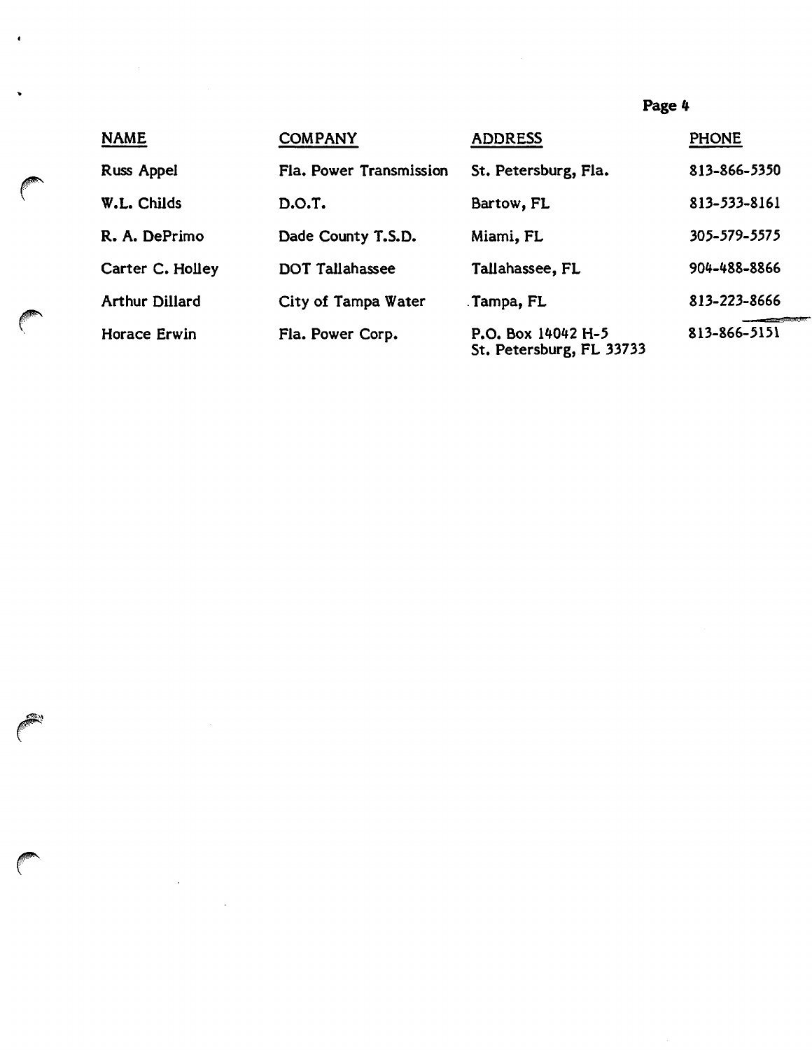| NAME | COMPANY | ADDRESS | PHONE |
|---|---|---|---|
| Russ Appel | Fla. Power Transmission | St. Petersburg, Fla. | 813-866-5350 |
| W.L. Childs | D.O.T. | Bartow, FL | 813-533-8161 |
| R. A. DePrimo | Dade County T.S.D. | Miami, FL | 305-579-5575 |
| Carter C. Holley | DOT Tallahassee | Tallahassee, FL | 904-488-8866 |
| Arthur Dillard | City of Tampa Water | Tampa, FL | 813-223-8666 |
| Horace Erwin | Fla. Power Corp. | P.O. Box 14042 H-5 St. Petersburg, FL 33733 | 813-866-5151 |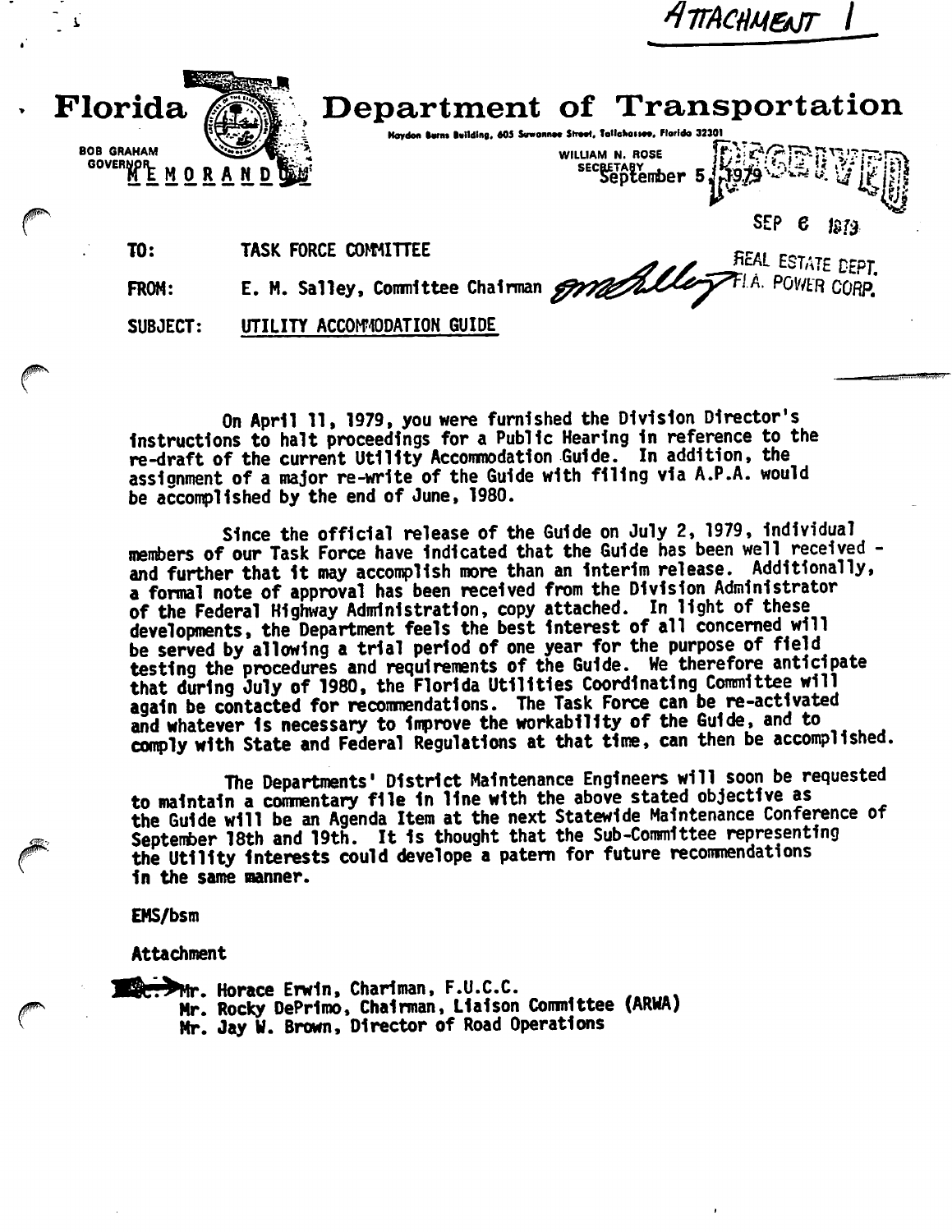ATTACHMENT 1

# Florida Department of Transportation

Haydon Burns Building, 605 Suwannee Street, Tallahassee, Florida 32301

BOB GRAHAM
GOVERNOR

WILLIAM N. ROSE
SECRETARY

MEMORANDUM

September 5, 1979

RECEIVED
SEP 6 1979
REAL ESTATE DEPT.
FLA. POWER CORP.

**TO:** TASK FORCE COMMITTEE

**FROM:** E. M. Salley, Committee Chairman *EMSalley*

**SUBJECT:** UTILITY ACCOMMODATION GUIDE

On April 11, 1979, you were furnished the Division Director's instructions to halt proceedings for a Public Hearing in reference to the re-draft of the current Utility Accommodation Guide. In addition, the assignment of a major re-write of the Guide with filing via A.P.A. would be accomplished by the end of June, 1980.

Since the official release of the Guide on July 2, 1979, individual members of our Task Force have indicated that the Guide has been well received - and further that it may accomplish more than an interim release. Additionally, a formal note of approval has been received from the Division Administrator of the Federal Highway Administration, copy attached. In light of these developments, the Department feels the best interest of all concerned will be served by allowing a trial period of one year for the purpose of field testing the procedures and requirements of the Guide. We therefore anticipate that during July of 1980, the Florida Utilities Coordinating Committee will again be contacted for recommendations. The Task Force can be re-activated and whatever is necessary to improve the workability of the Guide, and to comply with State and Federal Regulations at that time, can then be accomplished.

The Departments' District Maintenance Engineers will soon be requested to maintain a commentary file in line with the above stated objective as the Guide will be an Agenda Item at the next Statewide Maintenance Conference of September 18th and 19th. It is thought that the Sub-Committee representing the Utility interests could develope a patern for future recommendations in the same manner.

EMS/bsm

Attachment

cc: Mr. Horace Erwin, Chariman, F.U.C.C.
Mr. Rocky DePrimo, Chairman, Liaison Committee (ARWA)
Mr. Jay W. Brown, Director of Road Operations